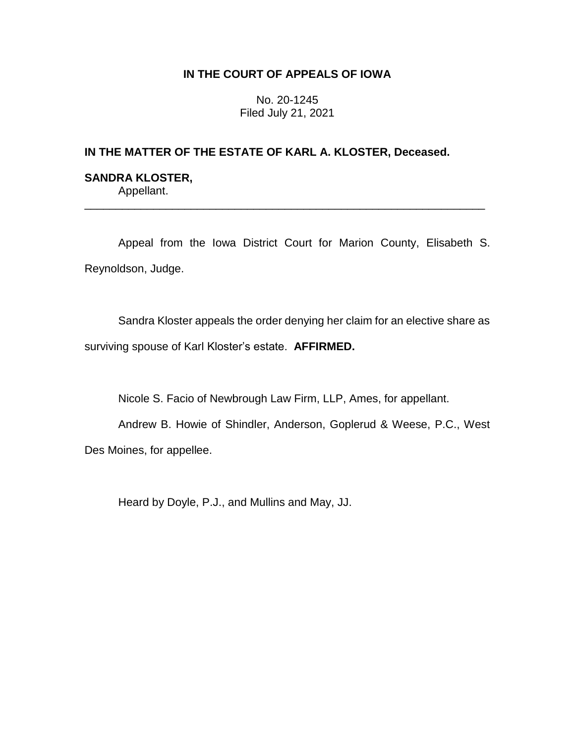**IN THE COURT OF APPEALS OF IOWA**

No. 20-1245
Filed July 21, 2021

**IN THE MATTER OF THE ESTATE OF KARL A. KLOSTER, Deceased.**

**SANDRA KLOSTER,**
Appellant.

---

Appeal from the Iowa District Court for Marion County, Elisabeth S. Reynoldson, Judge.

Sandra Kloster appeals the order denying her claim for an elective share as surviving spouse of Karl Kloster's estate. **AFFIRMED.**

Nicole S. Facio of Newbrough Law Firm, LLP, Ames, for appellant.

Andrew B. Howie of Shindler, Anderson, Goplerud & Weese, P.C., West Des Moines, for appellee.

Heard by Doyle, P.J., and Mullins and May, JJ.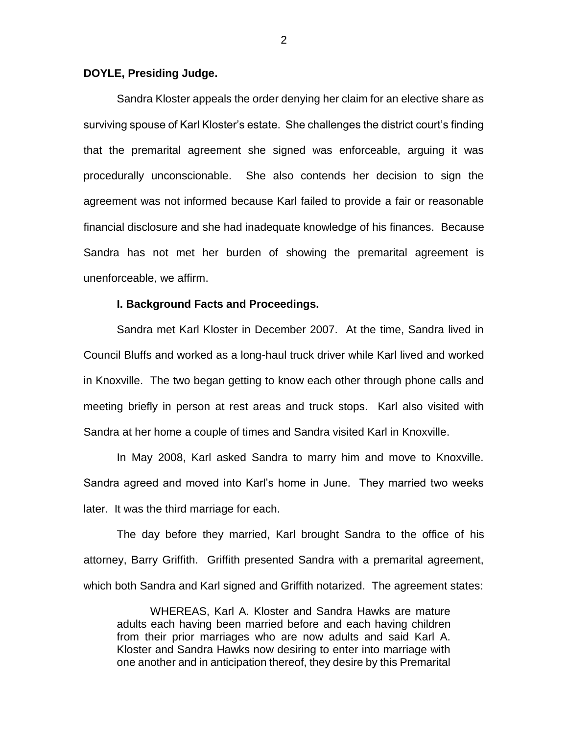**DOYLE, Presiding Judge.**

Sandra Kloster appeals the order denying her claim for an elective share as surviving spouse of Karl Kloster's estate. She challenges the district court's finding that the premarital agreement she signed was enforceable, arguing it was procedurally unconscionable. She also contends her decision to sign the agreement was not informed because Karl failed to provide a fair or reasonable financial disclosure and she had inadequate knowledge of his finances. Because Sandra has not met her burden of showing the premarital agreement is unenforceable, we affirm.

**I. Background Facts and Proceedings.**

Sandra met Karl Kloster in December 2007. At the time, Sandra lived in Council Bluffs and worked as a long-haul truck driver while Karl lived and worked in Knoxville. The two began getting to know each other through phone calls and meeting briefly in person at rest areas and truck stops. Karl also visited with Sandra at her home a couple of times and Sandra visited Karl in Knoxville.

In May 2008, Karl asked Sandra to marry him and move to Knoxville. Sandra agreed and moved into Karl's home in June. They married two weeks later. It was the third marriage for each.

The day before they married, Karl brought Sandra to the office of his attorney, Barry Griffith. Griffith presented Sandra with a premarital agreement, which both Sandra and Karl signed and Griffith notarized. The agreement states:

> WHEREAS, Karl A. Kloster and Sandra Hawks are mature adults each having been married before and each having children from their prior marriages who are now adults and said Karl A. Kloster and Sandra Hawks now desiring to enter into marriage with one another and in anticipation thereof, they desire by this Premarital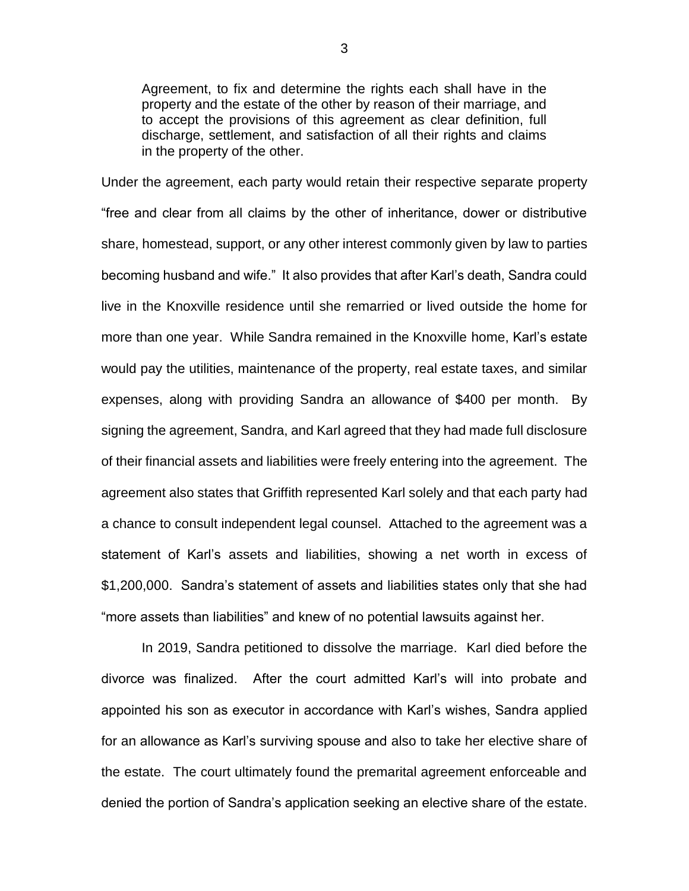> Agreement, to fix and determine the rights each shall have in the property and the estate of the other by reason of their marriage, and to accept the provisions of this agreement as clear definition, full discharge, settlement, and satisfaction of all their rights and claims in the property of the other.

Under the agreement, each party would retain their respective separate property "free and clear from all claims by the other of inheritance, dower or distributive share, homestead, support, or any other interest commonly given by law to parties becoming husband and wife." It also provides that after Karl's death, Sandra could live in the Knoxville residence until she remarried or lived outside the home for more than one year. While Sandra remained in the Knoxville home, Karl's estate would pay the utilities, maintenance of the property, real estate taxes, and similar expenses, along with providing Sandra an allowance of $400 per month. By signing the agreement, Sandra, and Karl agreed that they had made full disclosure of their financial assets and liabilities were freely entering into the agreement. The agreement also states that Griffith represented Karl solely and that each party had a chance to consult independent legal counsel. Attached to the agreement was a statement of Karl's assets and liabilities, showing a net worth in excess of $1,200,000. Sandra's statement of assets and liabilities states only that she had "more assets than liabilities" and knew of no potential lawsuits against her.

In 2019, Sandra petitioned to dissolve the marriage. Karl died before the divorce was finalized. After the court admitted Karl's will into probate and appointed his son as executor in accordance with Karl's wishes, Sandra applied for an allowance as Karl's surviving spouse and also to take her elective share of the estate. The court ultimately found the premarital agreement enforceable and denied the portion of Sandra's application seeking an elective share of the estate.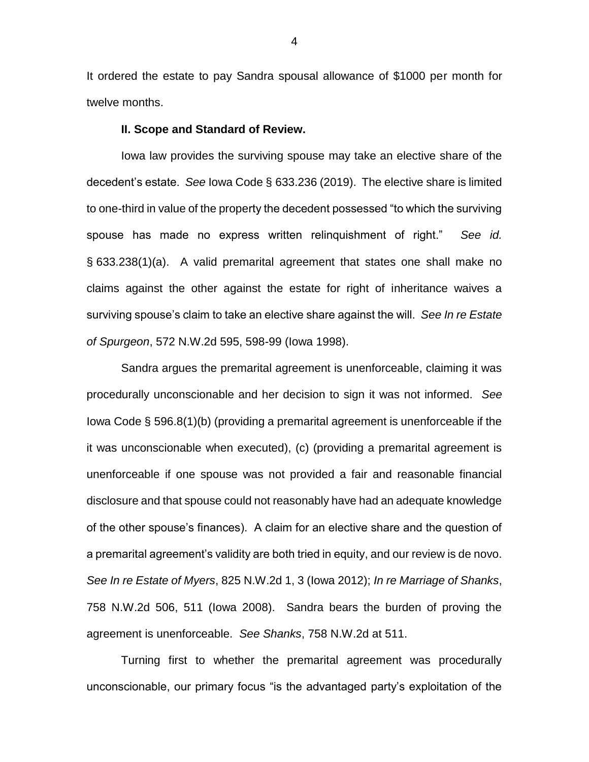It ordered the estate to pay Sandra spousal allowance of $1000 per month for twelve months.

**II. Scope and Standard of Review.**

Iowa law provides the surviving spouse may take an elective share of the decedent's estate. *See* Iowa Code § 633.236 (2019). The elective share is limited to one-third in value of the property the decedent possessed "to which the surviving spouse has made no express written relinquishment of right." *See id.* § 633.238(1)(a). A valid premarital agreement that states one shall make no claims against the other against the estate for right of inheritance waives a surviving spouse's claim to take an elective share against the will. *See In re Estate of Spurgeon*, 572 N.W.2d 595, 598-99 (Iowa 1998).

Sandra argues the premarital agreement is unenforceable, claiming it was procedurally unconscionable and her decision to sign it was not informed. *See* Iowa Code § 596.8(1)(b) (providing a premarital agreement is unenforceable if the it was unconscionable when executed), (c) (providing a premarital agreement is unenforceable if one spouse was not provided a fair and reasonable financial disclosure and that spouse could not reasonably have had an adequate knowledge of the other spouse's finances). A claim for an elective share and the question of a premarital agreement's validity are both tried in equity, and our review is de novo. *See In re Estate of Myers*, 825 N.W.2d 1, 3 (Iowa 2012); *In re Marriage of Shanks*, 758 N.W.2d 506, 511 (Iowa 2008). Sandra bears the burden of proving the agreement is unenforceable. *See Shanks*, 758 N.W.2d at 511.

Turning first to whether the premarital agreement was procedurally unconscionable, our primary focus "is the advantaged party's exploitation of the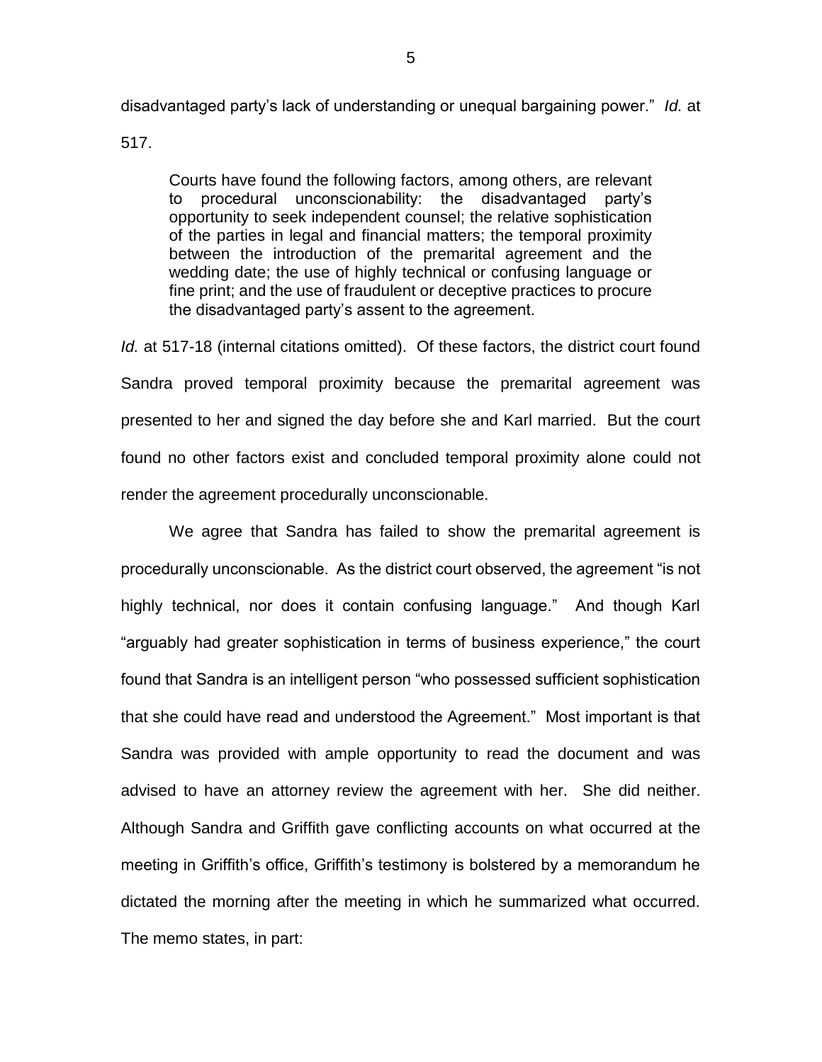disadvantaged party's lack of understanding or unequal bargaining power." *Id.* at 517.

> Courts have found the following factors, among others, are relevant to procedural unconscionability: the disadvantaged party's opportunity to seek independent counsel; the relative sophistication of the parties in legal and financial matters; the temporal proximity between the introduction of the premarital agreement and the wedding date; the use of highly technical or confusing language or fine print; and the use of fraudulent or deceptive practices to procure the disadvantaged party's assent to the agreement.

*Id.* at 517-18 (internal citations omitted). Of these factors, the district court found Sandra proved temporal proximity because the premarital agreement was presented to her and signed the day before she and Karl married. But the court found no other factors exist and concluded temporal proximity alone could not render the agreement procedurally unconscionable.

We agree that Sandra has failed to show the premarital agreement is procedurally unconscionable. As the district court observed, the agreement "is not highly technical, nor does it contain confusing language." And though Karl "arguably had greater sophistication in terms of business experience," the court found that Sandra is an intelligent person "who possessed sufficient sophistication that she could have read and understood the Agreement." Most important is that Sandra was provided with ample opportunity to read the document and was advised to have an attorney review the agreement with her. She did neither. Although Sandra and Griffith gave conflicting accounts on what occurred at the meeting in Griffith's office, Griffith's testimony is bolstered by a memorandum he dictated the morning after the meeting in which he summarized what occurred. The memo states, in part: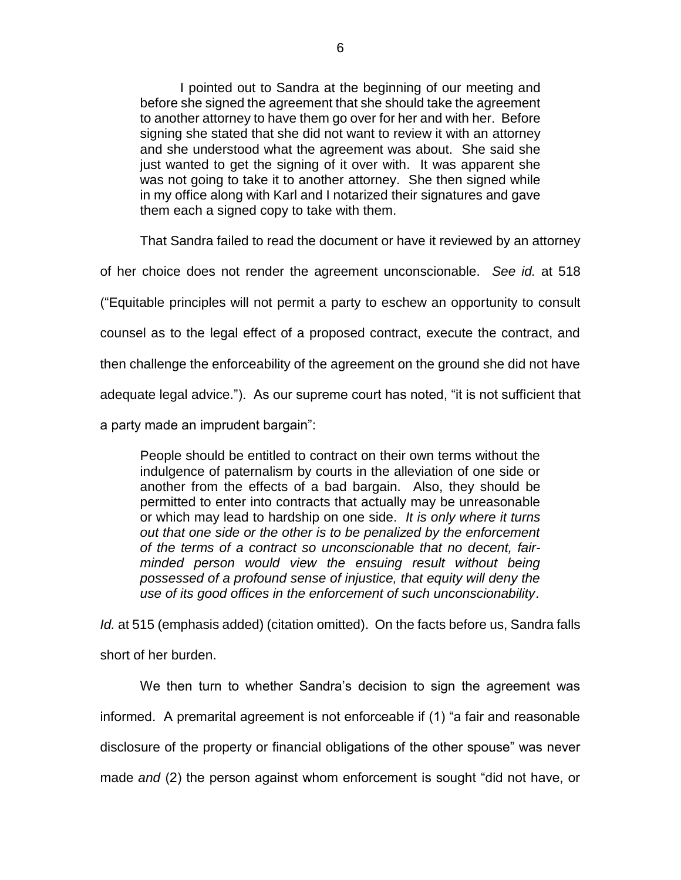> I pointed out to Sandra at the beginning of our meeting and before she signed the agreement that she should take the agreement to another attorney to have them go over for her and with her. Before signing she stated that she did not want to review it with an attorney and she understood what the agreement was about. She said she just wanted to get the signing of it over with. It was apparent she was not going to take it to another attorney. She then signed while in my office along with Karl and I notarized their signatures and gave them each a signed copy to take with them.

That Sandra failed to read the document or have it reviewed by an attorney of her choice does not render the agreement unconscionable. *See id.* at 518 ("Equitable principles will not permit a party to eschew an opportunity to consult counsel as to the legal effect of a proposed contract, execute the contract, and then challenge the enforceability of the agreement on the ground she did not have adequate legal advice."). As our supreme court has noted, "it is not sufficient that a party made an imprudent bargain":

> People should be entitled to contract on their own terms without the indulgence of paternalism by courts in the alleviation of one side or another from the effects of a bad bargain. Also, they should be permitted to enter into contracts that actually may be unreasonable or which may lead to hardship on one side. *It is only where it turns out that one side or the other is to be penalized by the enforcement of the terms of a contract so unconscionable that no decent, fair-minded person would view the ensuing result without being possessed of a profound sense of injustice, that equity will deny the use of its good offices in the enforcement of such unconscionability*.

*Id.* at 515 (emphasis added) (citation omitted). On the facts before us, Sandra falls short of her burden.

We then turn to whether Sandra's decision to sign the agreement was informed. A premarital agreement is not enforceable if (1) "a fair and reasonable disclosure of the property or financial obligations of the other spouse" was never made *and* (2) the person against whom enforcement is sought "did not have, or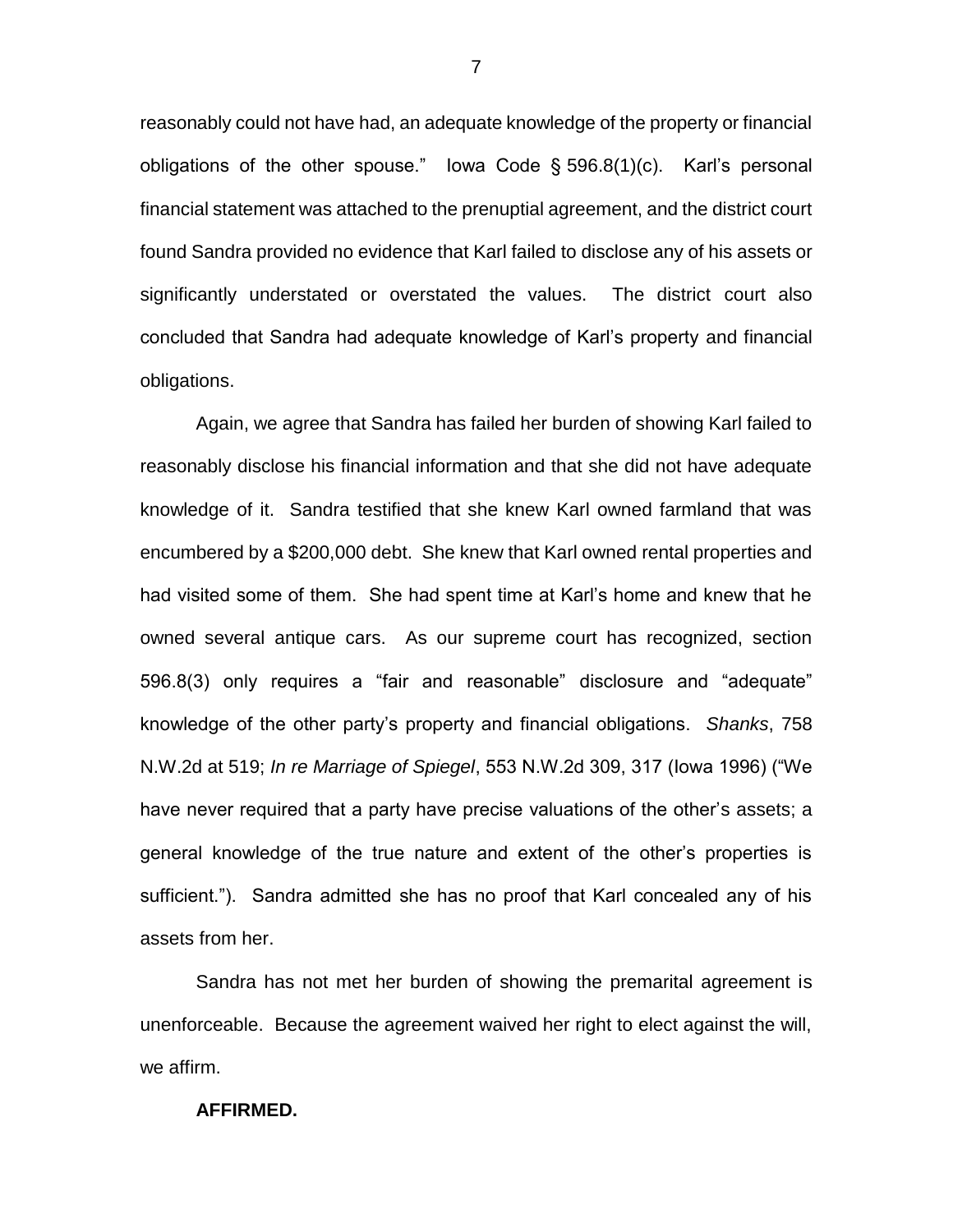reasonably could not have had, an adequate knowledge of the property or financial obligations of the other spouse." Iowa Code § 596.8(1)(c). Karl's personal financial statement was attached to the prenuptial agreement, and the district court found Sandra provided no evidence that Karl failed to disclose any of his assets or significantly understated or overstated the values. The district court also concluded that Sandra had adequate knowledge of Karl's property and financial obligations.

Again, we agree that Sandra has failed her burden of showing Karl failed to reasonably disclose his financial information and that she did not have adequate knowledge of it. Sandra testified that she knew Karl owned farmland that was encumbered by a $200,000 debt. She knew that Karl owned rental properties and had visited some of them. She had spent time at Karl's home and knew that he owned several antique cars. As our supreme court has recognized, section 596.8(3) only requires a "fair and reasonable" disclosure and "adequate" knowledge of the other party's property and financial obligations. *Shanks*, 758 N.W.2d at 519; *In re Marriage of Spiegel*, 553 N.W.2d 309, 317 (Iowa 1996) ("We have never required that a party have precise valuations of the other's assets; a general knowledge of the true nature and extent of the other's properties is sufficient."). Sandra admitted she has no proof that Karl concealed any of his assets from her.

Sandra has not met her burden of showing the premarital agreement is unenforceable. Because the agreement waived her right to elect against the will, we affirm.

**AFFIRMED.**